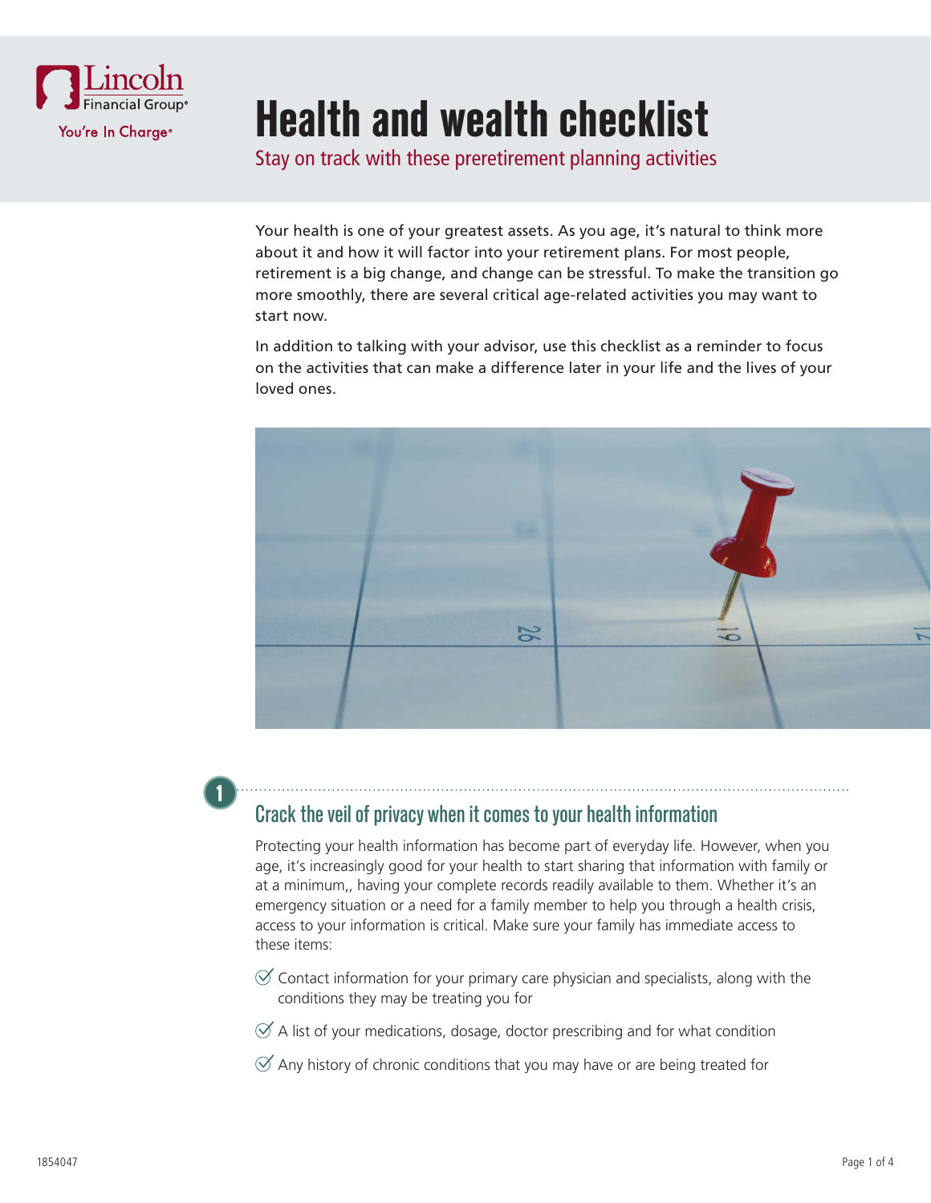# Health and wealth checklist

Stay on track with these preretirement planning activities

Your health is one of your greatest assets. As you age, it's natural to think more about it and how it will factor into your retirement plans. For most people, retirement is a big change, and change can be stressful. To make the transition go more smoothly, there are several critical age-related activities you may want to start now.

In addition to talking with your advisor, use this checklist as a reminder to focus on the activities that can make a difference later in your life and the lives of your loved ones.

## 1 Crack the veil of privacy when it comes to your health information

Protecting your health information has become part of everyday life. However, when you age, it's increasingly good for your health to start sharing that information with family or at a minimum,, having your complete records readily available to them. Whether it's an emergency situation or a need for a family member to help you through a health crisis, access to your information is critical. Make sure your family has immediate access to these items:

- Contact information for your primary care physician and specialists, along with the conditions they may be treating you for
- A list of your medications, dosage, doctor prescribing and for what condition
- Any history of chronic conditions that you may have or are being treated for

1854047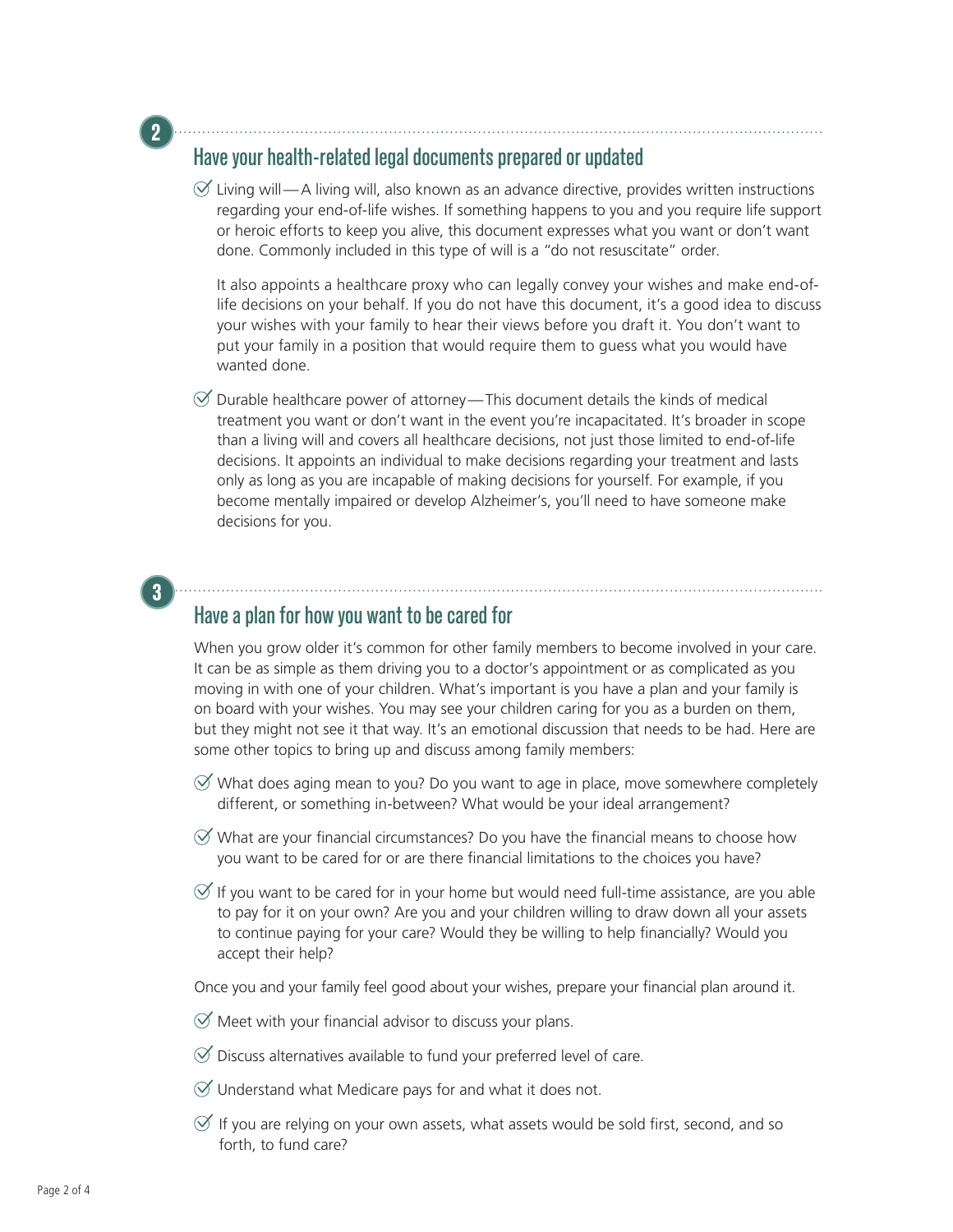## 2 Have your health-related legal documents prepared or updated

- Living will—A living will, also known as an advance directive, provides written instructions regarding your end-of-life wishes. If something happens to you and you require life support or heroic efforts to keep you alive, this document expresses what you want or don't want done. Commonly included in this type of will is a "do not resuscitate" order.

  It also appoints a healthcare proxy who can legally convey your wishes and make end-of-life decisions on your behalf. If you do not have this document, it's a good idea to discuss your wishes with your family to hear their views before you draft it. You don't want to put your family in a position that would require them to guess what you would have wanted done.

- Durable healthcare power of attorney—This document details the kinds of medical treatment you want or don't want in the event you're incapacitated. It's broader in scope than a living will and covers all healthcare decisions, not just those limited to end-of-life decisions. It appoints an individual to make decisions regarding your treatment and lasts only as long as you are incapable of making decisions for yourself. For example, if you become mentally impaired or develop Alzheimer's, you'll need to have someone make decisions for you.

## 3 Have a plan for how you want to be cared for

When you grow older it's common for other family members to become involved in your care. It can be as simple as them driving you to a doctor's appointment or as complicated as you moving in with one of your children. What's important is you have a plan and your family is on board with your wishes. You may see your children caring for you as a burden on them, but they might not see it that way. It's an emotional discussion that needs to be had. Here are some other topics to bring up and discuss among family members:

- What does aging mean to you? Do you want to age in place, move somewhere completely different, or something in-between? What would be your ideal arrangement?
- What are your financial circumstances? Do you have the financial means to choose how you want to be cared for or are there financial limitations to the choices you have?
- If you want to be cared for in your home but would need full-time assistance, are you able to pay for it on your own? Are you and your children willing to draw down all your assets to continue paying for your care? Would they be willing to help financially? Would you accept their help?

Once you and your family feel good about your wishes, prepare your financial plan around it.

- Meet with your financial advisor to discuss your plans.
- Discuss alternatives available to fund your preferred level of care.
- Understand what Medicare pays for and what it does not.
- If you are relying on your own assets, what assets would be sold first, second, and so forth, to fund care?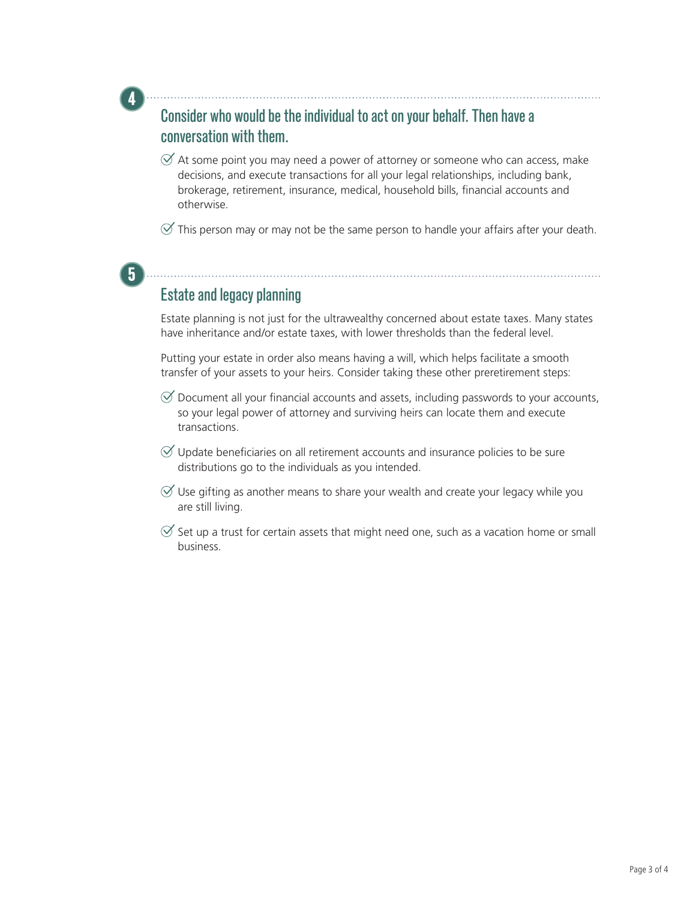## 4. Consider who would be the individual to act on your behalf. Then have a conversation with them.

- At some point you may need a power of attorney or someone who can access, make decisions, and execute transactions for all your legal relationships, including bank, brokerage, retirement, insurance, medical, household bills, financial accounts and otherwise.
- This person may or may not be the same person to handle your affairs after your death.

## 5. Estate and legacy planning

Estate planning is not just for the ultrawealthy concerned about estate taxes. Many states have inheritance and/or estate taxes, with lower thresholds than the federal level.

Putting your estate in order also means having a will, which helps facilitate a smooth transfer of your assets to your heirs. Consider taking these other preretirement steps:

- Document all your financial accounts and assets, including passwords to your accounts, so your legal power of attorney and surviving heirs can locate them and execute transactions.
- Update beneficiaries on all retirement accounts and insurance policies to be sure distributions go to the individuals as you intended.
- Use gifting as another means to share your wealth and create your legacy while you are still living.
- Set up a trust for certain assets that might need one, such as a vacation home or small business.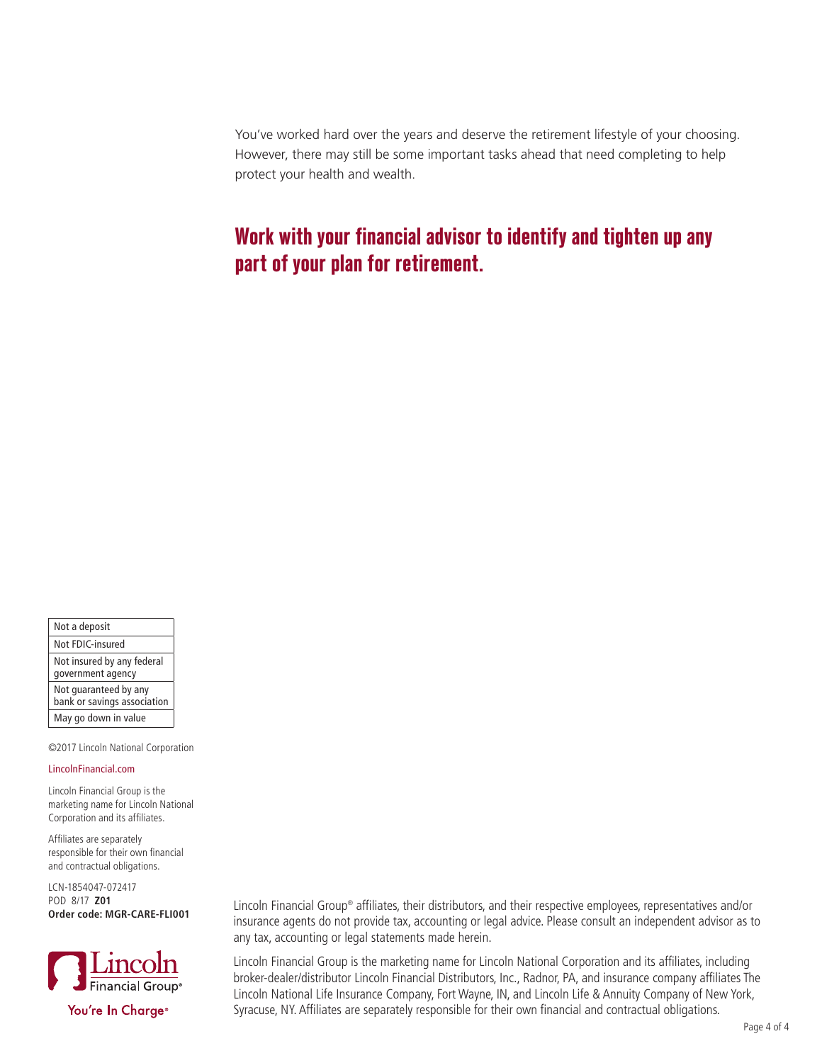You've worked hard over the years and deserve the retirement lifestyle of your choosing. However, there may still be some important tasks ahead that need completing to help protect your health and wealth.

## Work with your financial advisor to identify and tighten up any part of your plan for retirement.

| |
|---|
| Not a deposit |
| Not FDIC-insured |
| Not insured by any federal government agency |
| Not guaranteed by any bank or savings association |
| May go down in value |

©2017 Lincoln National Corporation

LincolnFinancial.com

Lincoln Financial Group is the marketing name for Lincoln National Corporation and its affiliates.

Affiliates are separately responsible for their own financial and contractual obligations.

LCN-1854047-072417
POD 8/17 **Z01**
**Order code: MGR-CARE-FLI001**

Lincoln Financial Group®

You're In Charge®

Lincoln Financial Group® affiliates, their distributors, and their respective employees, representatives and/or insurance agents do not provide tax, accounting or legal advice. Please consult an independent advisor as to any tax, accounting or legal statements made herein.

Lincoln Financial Group is the marketing name for Lincoln National Corporation and its affiliates, including broker-dealer/distributor Lincoln Financial Distributors, Inc., Radnor, PA, and insurance company affiliates The Lincoln National Life Insurance Company, Fort Wayne, IN, and Lincoln Life & Annuity Company of New York, Syracuse, NY. Affiliates are separately responsible for their own financial and contractual obligations.